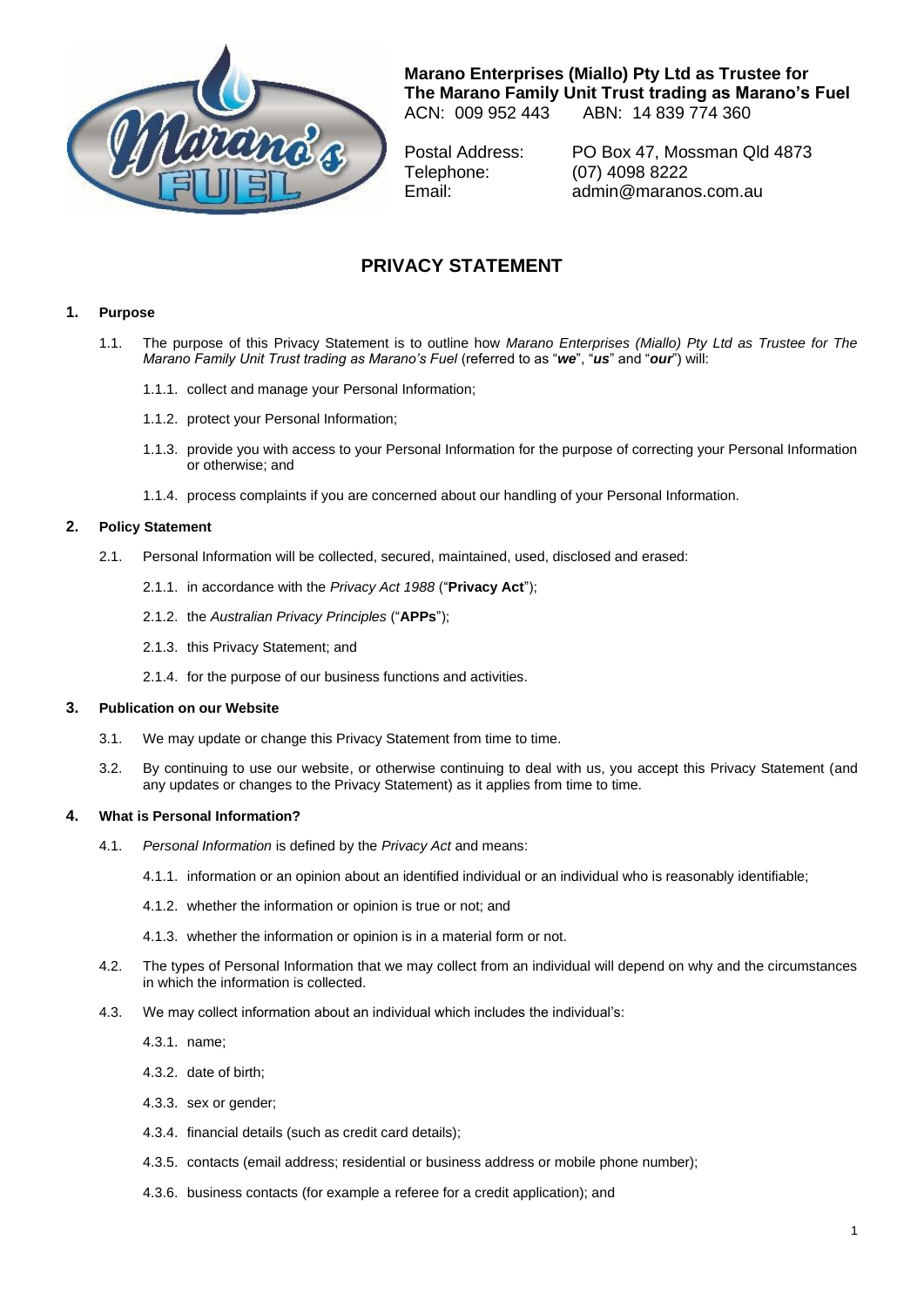**Marano Enterprises (Miallo) Pty Ltd as Trustee for The Marano Family Unit Trust trading as Marano's Fuel**
ACN: 009 952 443 ABN: 14 839 774 360

Postal Address: PO Box 47, Mossman Qld 4873
Telephone: (07) 4098 8222
Email: admin@maranos.com.au

# PRIVACY STATEMENT

## 1. Purpose

1.1. The purpose of this Privacy Statement is to outline how *Marano Enterprises (Miallo) Pty Ltd as Trustee for The Marano Family Unit Trust trading as Marano's Fuel* (referred to as "***we***", "***us***" and "***our***") will:

1.1.1. collect and manage your Personal Information;

1.1.2. protect your Personal Information;

1.1.3. provide you with access to your Personal Information for the purpose of correcting your Personal Information or otherwise; and

1.1.4. process complaints if you are concerned about our handling of your Personal Information.

## 2. Policy Statement

2.1. Personal Information will be collected, secured, maintained, used, disclosed and erased:

2.1.1. in accordance with the *Privacy Act 1988* ("**Privacy Act**");

2.1.2. the *Australian Privacy Principles* ("**APPs**");

2.1.3. this Privacy Statement; and

2.1.4. for the purpose of our business functions and activities.

## 3. Publication on our Website

3.1. We may update or change this Privacy Statement from time to time.

3.2. By continuing to use our website, or otherwise continuing to deal with us, you accept this Privacy Statement (and any updates or changes to the Privacy Statement) as it applies from time to time.

## 4. What is Personal Information?

4.1. *Personal Information* is defined by the *Privacy Act* and means:

4.1.1. information or an opinion about an identified individual or an individual who is reasonably identifiable;

4.1.2. whether the information or opinion is true or not; and

4.1.3. whether the information or opinion is in a material form or not.

4.2. The types of Personal Information that we may collect from an individual will depend on why and the circumstances in which the information is collected.

4.3. We may collect information about an individual which includes the individual's:

4.3.1. name;

4.3.2. date of birth;

4.3.3. sex or gender;

4.3.4. financial details (such as credit card details);

4.3.5. contacts (email address; residential or business address or mobile phone number);

4.3.6. business contacts (for example a referee for a credit application); and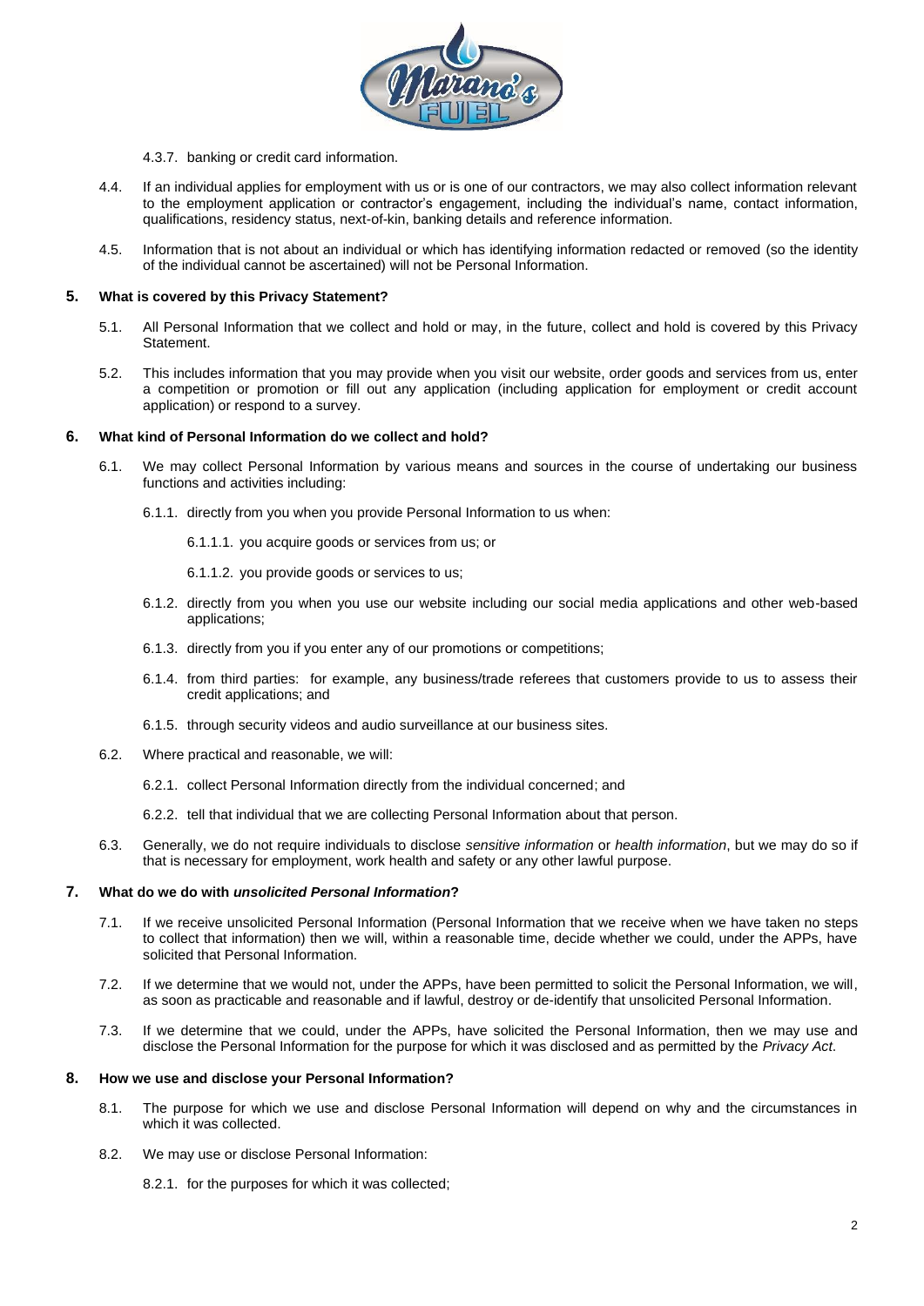4.3.7. banking or credit card information.

4.4. If an individual applies for employment with us or is one of our contractors, we may also collect information relevant to the employment application or contractor's engagement, including the individual's name, contact information, qualifications, residency status, next-of-kin, banking details and reference information.

4.5. Information that is not about an individual or which has identifying information redacted or removed (so the identity of the individual cannot be ascertained) will not be Personal Information.

## 5. What is covered by this Privacy Statement?

5.1. All Personal Information that we collect and hold or may, in the future, collect and hold is covered by this Privacy Statement.

5.2. This includes information that you may provide when you visit our website, order goods and services from us, enter a competition or promotion or fill out any application (including application for employment or credit account application) or respond to a survey.

## 6. What kind of Personal Information do we collect and hold?

6.1. We may collect Personal Information by various means and sources in the course of undertaking our business functions and activities including:

6.1.1. directly from you when you provide Personal Information to us when:

6.1.1.1. you acquire goods or services from us; or

6.1.1.2. you provide goods or services to us;

6.1.2. directly from you when you use our website including our social media applications and other web-based applications;

6.1.3. directly from you if you enter any of our promotions or competitions;

6.1.4. from third parties: for example, any business/trade referees that customers provide to us to assess their credit applications; and

6.1.5. through security videos and audio surveillance at our business sites.

6.2. Where practical and reasonable, we will:

6.2.1. collect Personal Information directly from the individual concerned; and

6.2.2. tell that individual that we are collecting Personal Information about that person.

6.3. Generally, we do not require individuals to disclose *sensitive information* or *health information*, but we may do so if that is necessary for employment, work health and safety or any other lawful purpose.

## 7. What do we do with *unsolicited Personal Information*?

7.1. If we receive unsolicited Personal Information (Personal Information that we receive when we have taken no steps to collect that information) then we will, within a reasonable time, decide whether we could, under the APPs, have solicited that Personal Information.

7.2. If we determine that we would not, under the APPs, have been permitted to solicit the Personal Information, we will, as soon as practicable and reasonable and if lawful, destroy or de-identify that unsolicited Personal Information.

7.3. If we determine that we could, under the APPs, have solicited the Personal Information, then we may use and disclose the Personal Information for the purpose for which it was disclosed and as permitted by the *Privacy Act*.

## 8. How we use and disclose your Personal Information?

8.1. The purpose for which we use and disclose Personal Information will depend on why and the circumstances in which it was collected.

8.2. We may use or disclose Personal Information:

8.2.1. for the purposes for which it was collected;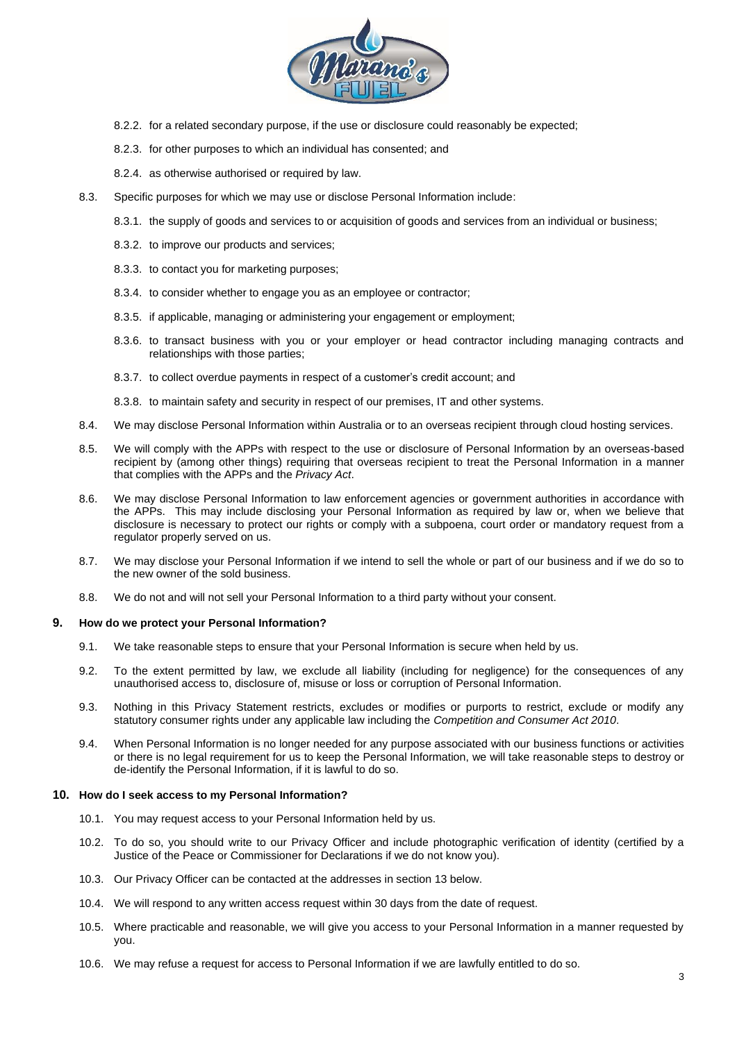8.2.2. for a related secondary purpose, if the use or disclosure could reasonably be expected;

8.2.3. for other purposes to which an individual has consented; and

8.2.4. as otherwise authorised or required by law.

8.3. Specific purposes for which we may use or disclose Personal Information include:

8.3.1. the supply of goods and services to or acquisition of goods and services from an individual or business;

8.3.2. to improve our products and services;

8.3.3. to contact you for marketing purposes;

8.3.4. to consider whether to engage you as an employee or contractor;

8.3.5. if applicable, managing or administering your engagement or employment;

8.3.6. to transact business with you or your employer or head contractor including managing contracts and relationships with those parties;

8.3.7. to collect overdue payments in respect of a customer's credit account; and

8.3.8. to maintain safety and security in respect of our premises, IT and other systems.

8.4. We may disclose Personal Information within Australia or to an overseas recipient through cloud hosting services.

8.5. We will comply with the APPs with respect to the use or disclosure of Personal Information by an overseas-based recipient by (among other things) requiring that overseas recipient to treat the Personal Information in a manner that complies with the APPs and the *Privacy Act*.

8.6. We may disclose Personal Information to law enforcement agencies or government authorities in accordance with the APPs. This may include disclosing your Personal Information as required by law or, when we believe that disclosure is necessary to protect our rights or comply with a subpoena, court order or mandatory request from a regulator properly served on us.

8.7. We may disclose your Personal Information if we intend to sell the whole or part of our business and if we do so to the new owner of the sold business.

8.8. We do not and will not sell your Personal Information to a third party without your consent.

## 9. How do we protect your Personal Information?

9.1. We take reasonable steps to ensure that your Personal Information is secure when held by us.

9.2. To the extent permitted by law, we exclude all liability (including for negligence) for the consequences of any unauthorised access to, disclosure of, misuse or loss or corruption of Personal Information.

9.3. Nothing in this Privacy Statement restricts, excludes or modifies or purports to restrict, exclude or modify any statutory consumer rights under any applicable law including the *Competition and Consumer Act 2010*.

9.4. When Personal Information is no longer needed for any purpose associated with our business functions or activities or there is no legal requirement for us to keep the Personal Information, we will take reasonable steps to destroy or de-identify the Personal Information, if it is lawful to do so.

## 10. How do I seek access to my Personal Information?

10.1. You may request access to your Personal Information held by us.

10.2. To do so, you should write to our Privacy Officer and include photographic verification of identity (certified by a Justice of the Peace or Commissioner for Declarations if we do not know you).

10.3. Our Privacy Officer can be contacted at the addresses in section 13 below.

10.4. We will respond to any written access request within 30 days from the date of request.

10.5. Where practicable and reasonable, we will give you access to your Personal Information in a manner requested by you.

10.6. We may refuse a request for access to Personal Information if we are lawfully entitled to do so.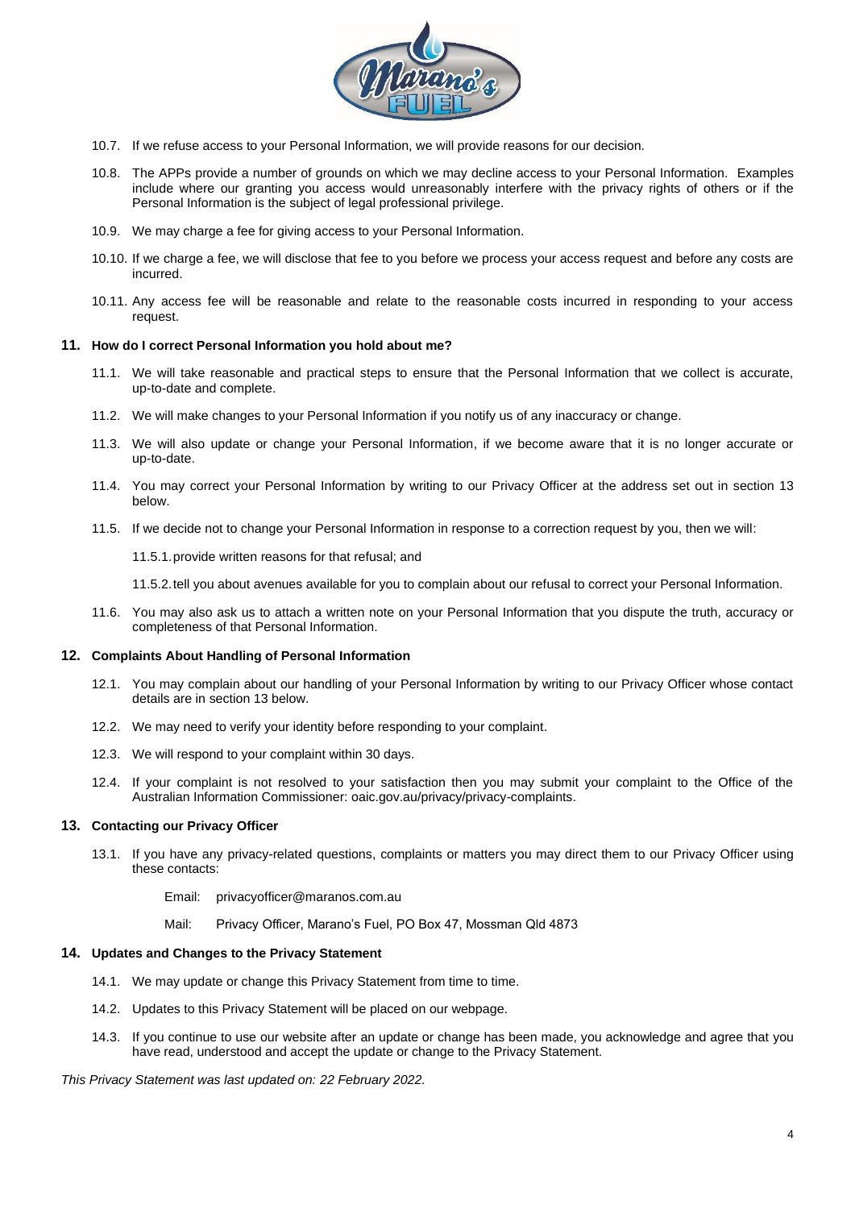10.7. If we refuse access to your Personal Information, we will provide reasons for our decision.

10.8. The APPs provide a number of grounds on which we may decline access to your Personal Information. Examples include where our granting you access would unreasonably interfere with the privacy rights of others or if the Personal Information is the subject of legal professional privilege.

10.9. We may charge a fee for giving access to your Personal Information.

10.10. If we charge a fee, we will disclose that fee to you before we process your access request and before any costs are incurred.

10.11. Any access fee will be reasonable and relate to the reasonable costs incurred in responding to your access request.

## 11. How do I correct Personal Information you hold about me?

11.1. We will take reasonable and practical steps to ensure that the Personal Information that we collect is accurate, up-to-date and complete.

11.2. We will make changes to your Personal Information if you notify us of any inaccuracy or change.

11.3. We will also update or change your Personal Information, if we become aware that it is no longer accurate or up-to-date.

11.4. You may correct your Personal Information by writing to our Privacy Officer at the address set out in section 13 below.

11.5. If we decide not to change your Personal Information in response to a correction request by you, then we will:

11.5.1. provide written reasons for that refusal; and

11.5.2. tell you about avenues available for you to complain about our refusal to correct your Personal Information.

11.6. You may also ask us to attach a written note on your Personal Information that you dispute the truth, accuracy or completeness of that Personal Information.

## 12. Complaints About Handling of Personal Information

12.1. You may complain about our handling of your Personal Information by writing to our Privacy Officer whose contact details are in section 13 below.

12.2. We may need to verify your identity before responding to your complaint.

12.3. We will respond to your complaint within 30 days.

12.4. If your complaint is not resolved to your satisfaction then you may submit your complaint to the Office of the Australian Information Commissioner: oaic.gov.au/privacy/privacy-complaints.

## 13. Contacting our Privacy Officer

13.1. If you have any privacy-related questions, complaints or matters you may direct them to our Privacy Officer using these contacts:

Email: privacyofficer@maranos.com.au

Mail: Privacy Officer, Marano's Fuel, PO Box 47, Mossman Qld 4873

## 14. Updates and Changes to the Privacy Statement

14.1. We may update or change this Privacy Statement from time to time.

14.2. Updates to this Privacy Statement will be placed on our webpage.

14.3. If you continue to use our website after an update or change has been made, you acknowledge and agree that you have read, understood and accept the update or change to the Privacy Statement.

*This Privacy Statement was last updated on: 22 February 2022.*